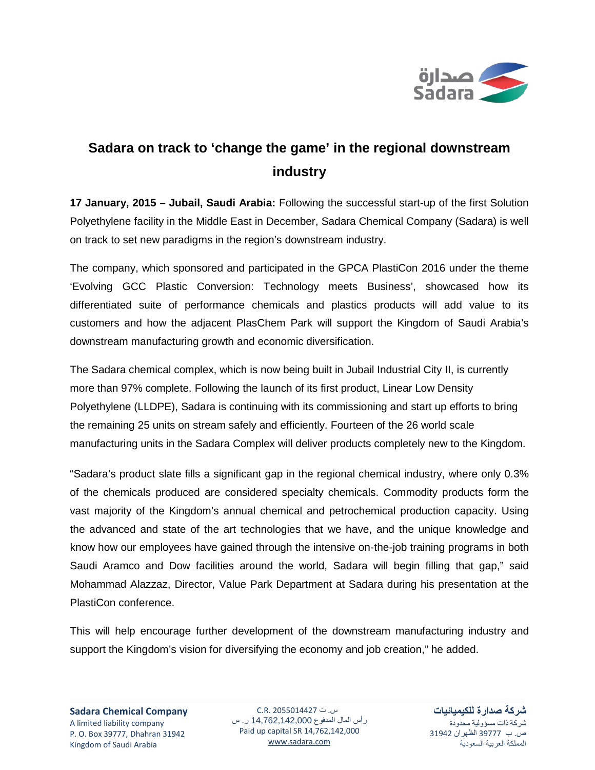# Sadara on track to 'change the game' in the regional downstream industry

**17 January, 2015 – Jubail, Saudi Arabia:** Following the successful start-up of the first Solution Polyethylene facility in the Middle East in December, Sadara Chemical Company (Sadara) is well on track to set new paradigms in the region's downstream industry.

The company, which sponsored and participated in the GPCA PlastiCon 2016 under the theme 'Evolving GCC Plastic Conversion: Technology meets Business', showcased how its differentiated suite of performance chemicals and plastics products will add value to its customers and how the adjacent PlasChem Park will support the Kingdom of Saudi Arabia's downstream manufacturing growth and economic diversification.

The Sadara chemical complex, which is now being built in Jubail Industrial City II, is currently more than 97% complete. Following the launch of its first product, Linear Low Density Polyethylene (LLDPE), Sadara is continuing with its commissioning and start up efforts to bring the remaining 25 units on stream safely and efficiently. Fourteen of the 26 world scale manufacturing units in the Sadara Complex will deliver products completely new to the Kingdom.

"Sadara's product slate fills a significant gap in the regional chemical industry, where only 0.3% of the chemicals produced are considered specialty chemicals. Commodity products form the vast majority of the Kingdom's annual chemical and petrochemical production capacity. Using the advanced and state of the art technologies that we have, and the unique knowledge and know how our employees have gained through the intensive on-the-job training programs in both Saudi Aramco and Dow facilities around the world, Sadara will begin filling that gap," said Mohammad Alazzaz, Director, Value Park Department at Sadara during his presentation at the PlastiCon conference.

This will help encourage further development of the downstream manufacturing industry and support the Kingdom's vision for diversifying the economy and job creation," he added.

**Sadara Chemical Company**
A limited liability company
P. O. Box 39777, Dhahran 31942
Kingdom of Saudi Arabia

س. ت 2055014427 C.R.
رأس المال المدفوع 14,762,142,000 ر. س
Paid up capital SR 14,762,142,000
www.sadara.com

**شركة صدارة للكيميائيات**
شركة ذات مسؤولية محدودة
ص. ب 39777 الظهران 31942
المملكة العربية السعودية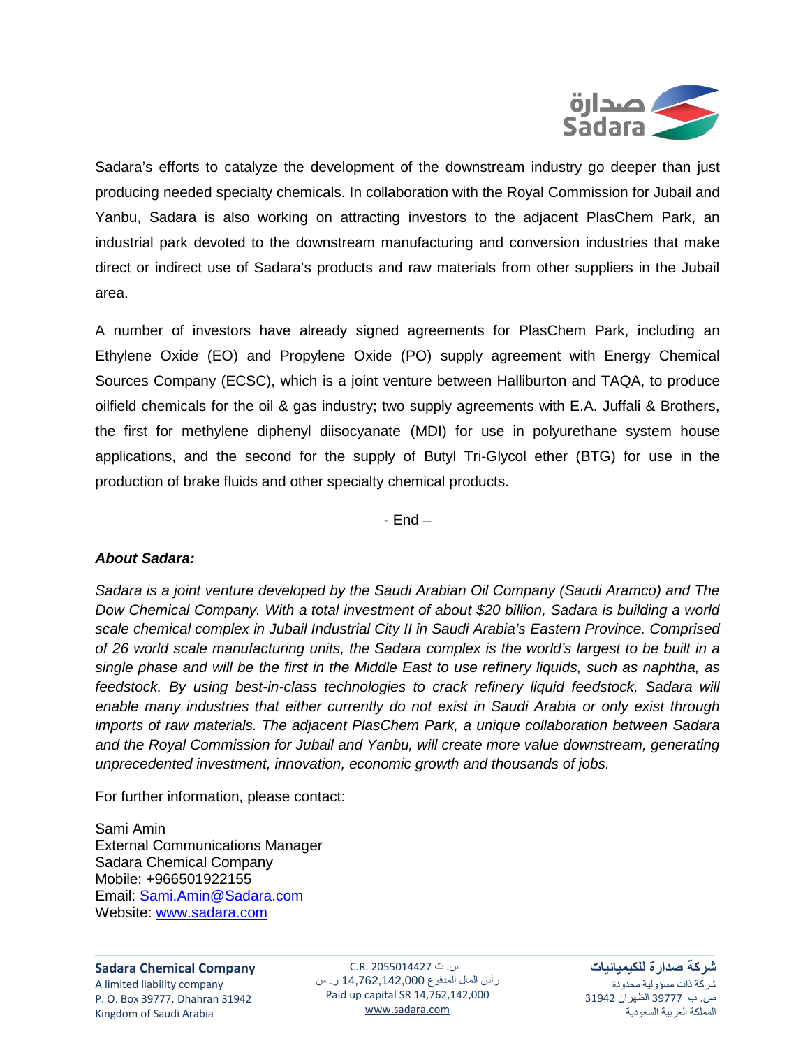Sadara's efforts to catalyze the development of the downstream industry go deeper than just producing needed specialty chemicals. In collaboration with the Royal Commission for Jubail and Yanbu, Sadara is also working on attracting investors to the adjacent PlasChem Park, an industrial park devoted to the downstream manufacturing and conversion industries that make direct or indirect use of Sadara's products and raw materials from other suppliers in the Jubail area.

A number of investors have already signed agreements for PlasChem Park, including an Ethylene Oxide (EO) and Propylene Oxide (PO) supply agreement with Energy Chemical Sources Company (ECSC), which is a joint venture between Halliburton and TAQA, to produce oilfield chemicals for the oil & gas industry; two supply agreements with E.A. Juffali & Brothers, the first for methylene diphenyl diisocyanate (MDI) for use in polyurethane system house applications, and the second for the supply of Butyl Tri-Glycol ether (BTG) for use in the production of brake fluids and other specialty chemical products.

- End –

***About Sadara:***

*Sadara is a joint venture developed by the Saudi Arabian Oil Company (Saudi Aramco) and The Dow Chemical Company. With a total investment of about $20 billion, Sadara is building a world scale chemical complex in Jubail Industrial City II in Saudi Arabia's Eastern Province. Comprised of 26 world scale manufacturing units, the Sadara complex is the world's largest to be built in a single phase and will be the first in the Middle East to use refinery liquids, such as naphtha, as feedstock. By using best-in-class technologies to crack refinery liquid feedstock, Sadara will enable many industries that either currently do not exist in Saudi Arabia or only exist through imports of raw materials. The adjacent PlasChem Park, a unique collaboration between Sadara and the Royal Commission for Jubail and Yanbu, will create more value downstream, generating unprecedented investment, innovation, economic growth and thousands of jobs.*

For further information, please contact:

Sami Amin
External Communications Manager
Sadara Chemical Company
Mobile: +966501922155
Email: Sami.Amin@Sadara.com
Website: www.sadara.com